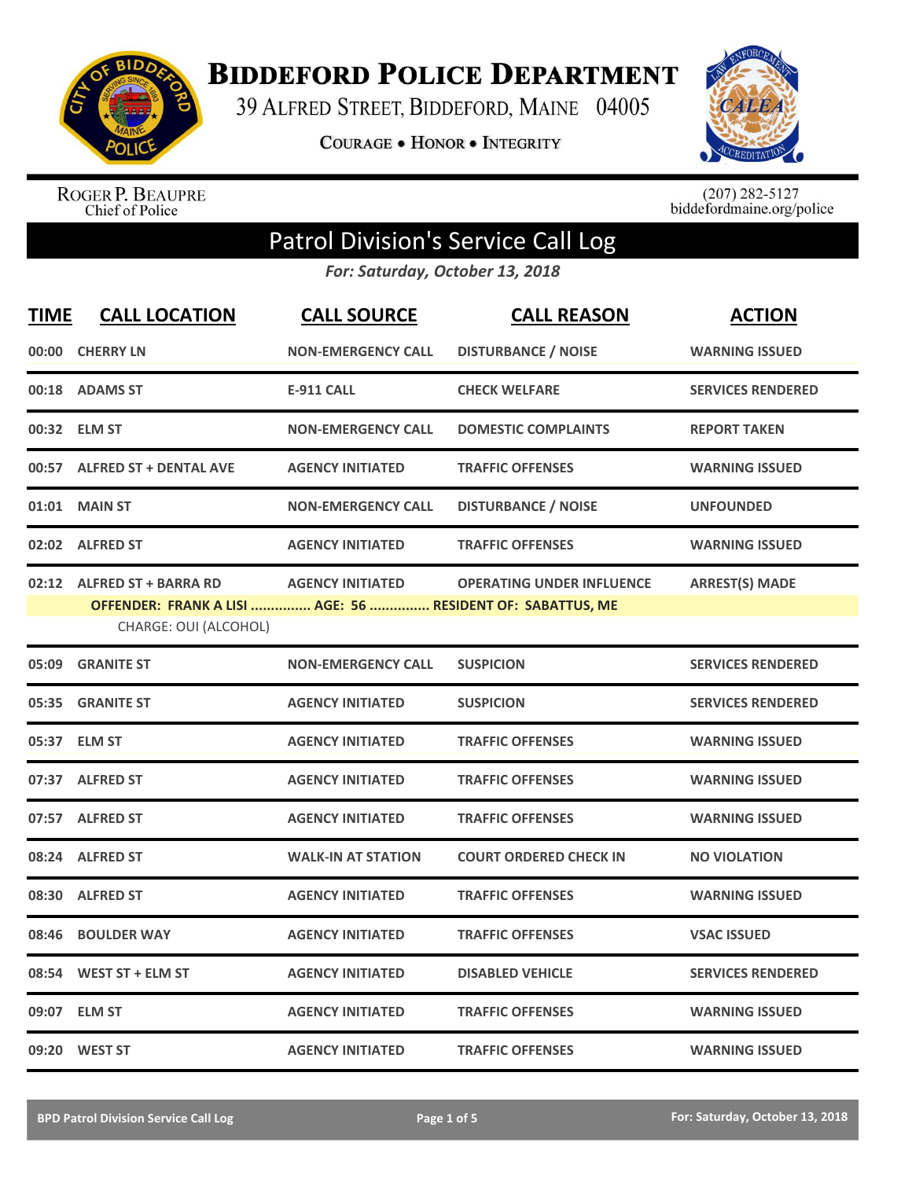# Biddeford Police Department

39 Alfred Street, Biddeford, Maine 04005

**Courage • Honor • Integrity**

Roger P. Beaupre
Chief of Police

(207) 282-5127
biddefordmaine.org/police

## Patrol Division's Service Call Log

*For: Saturday, October 13, 2018*

| TIME | CALL LOCATION | CALL SOURCE | CALL REASON | ACTION |
|---|---|---|---|---|
| 00:00 | CHERRY LN | NON-EMERGENCY CALL | DISTURBANCE / NOISE | WARNING ISSUED |
| 00:18 | ADAMS ST | E-911 CALL | CHECK WELFARE | SERVICES RENDERED |
| 00:32 | ELM ST | NON-EMERGENCY CALL | DOMESTIC COMPLAINTS | REPORT TAKEN |
| 00:57 | ALFRED ST + DENTAL AVE | AGENCY INITIATED | TRAFFIC OFFENSES | WARNING ISSUED |
| 01:01 | MAIN ST | NON-EMERGENCY CALL | DISTURBANCE / NOISE | UNFOUNDED |
| 02:02 | ALFRED ST | AGENCY INITIATED | TRAFFIC OFFENSES | WARNING ISSUED |
| 02:12 | ALFRED ST + BARRA RD | AGENCY INITIATED | OPERATING UNDER INFLUENCE | ARREST(S) MADE |
| | OFFENDER: FRANK A LISI ............... AGE: 56 ............... RESIDENT OF: SABATTUS, ME<br>CHARGE: OUI (ALCOHOL) | | | |
| 05:09 | GRANITE ST | NON-EMERGENCY CALL | SUSPICION | SERVICES RENDERED |
| 05:35 | GRANITE ST | AGENCY INITIATED | SUSPICION | SERVICES RENDERED |
| 05:37 | ELM ST | AGENCY INITIATED | TRAFFIC OFFENSES | WARNING ISSUED |
| 07:37 | ALFRED ST | AGENCY INITIATED | TRAFFIC OFFENSES | WARNING ISSUED |
| 07:57 | ALFRED ST | AGENCY INITIATED | TRAFFIC OFFENSES | WARNING ISSUED |
| 08:24 | ALFRED ST | WALK-IN AT STATION | COURT ORDERED CHECK IN | NO VIOLATION |
| 08:30 | ALFRED ST | AGENCY INITIATED | TRAFFIC OFFENSES | WARNING ISSUED |
| 08:46 | BOULDER WAY | AGENCY INITIATED | TRAFFIC OFFENSES | VSAC ISSUED |
| 08:54 | WEST ST + ELM ST | AGENCY INITIATED | DISABLED VEHICLE | SERVICES RENDERED |
| 09:07 | ELM ST | AGENCY INITIATED | TRAFFIC OFFENSES | WARNING ISSUED |
| 09:20 | WEST ST | AGENCY INITIATED | TRAFFIC OFFENSES | WARNING ISSUED |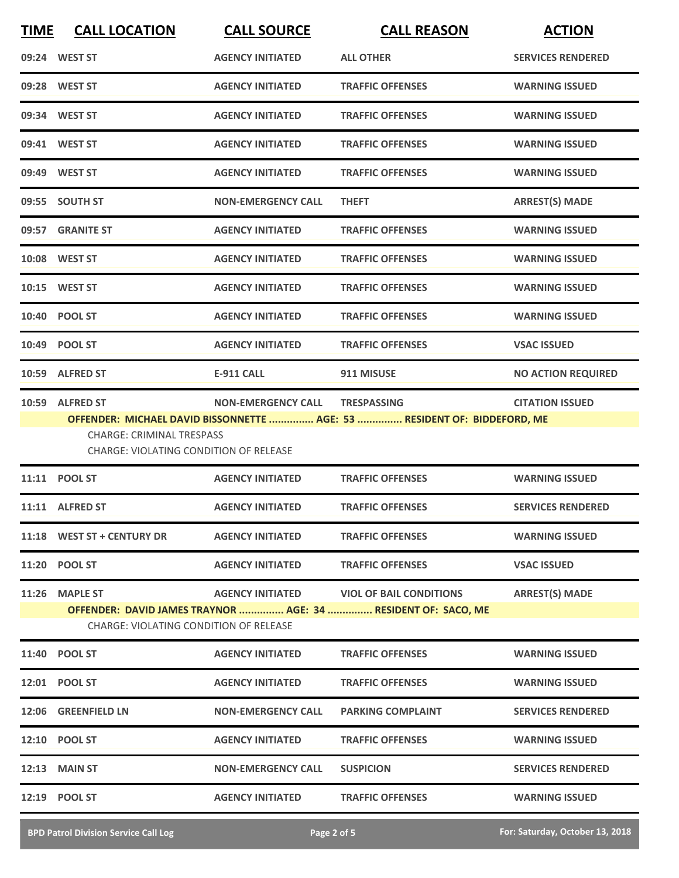| TIME | CALL LOCATION | CALL SOURCE | CALL REASON | ACTION |
|---|---|---|---|---|
| 09:24 | WEST ST | AGENCY INITIATED | ALL OTHER | SERVICES RENDERED |
| 09:28 | WEST ST | AGENCY INITIATED | TRAFFIC OFFENSES | WARNING ISSUED |
| 09:34 | WEST ST | AGENCY INITIATED | TRAFFIC OFFENSES | WARNING ISSUED |
| 09:41 | WEST ST | AGENCY INITIATED | TRAFFIC OFFENSES | WARNING ISSUED |
| 09:49 | WEST ST | AGENCY INITIATED | TRAFFIC OFFENSES | WARNING ISSUED |
| 09:55 | SOUTH ST | NON-EMERGENCY CALL | THEFT | ARREST(S) MADE |
| 09:57 | GRANITE ST | AGENCY INITIATED | TRAFFIC OFFENSES | WARNING ISSUED |
| 10:08 | WEST ST | AGENCY INITIATED | TRAFFIC OFFENSES | WARNING ISSUED |
| 10:15 | WEST ST | AGENCY INITIATED | TRAFFIC OFFENSES | WARNING ISSUED |
| 10:40 | POOL ST | AGENCY INITIATED | TRAFFIC OFFENSES | WARNING ISSUED |
| 10:49 | POOL ST | AGENCY INITIATED | TRAFFIC OFFENSES | VSAC ISSUED |
| 10:59 | ALFRED ST | E-911 CALL | 911 MISUSE | NO ACTION REQUIRED |
| 10:59 | ALFRED ST | NON-EMERGENCY CALL | TRESPASSING | CITATION ISSUED |
| | OFFENDER: MICHAEL DAVID BISSONNETTE ............... AGE: 53 ............... RESIDENT OF: BIDDEFORD, ME<br>CHARGE: CRIMINAL TRESPASS<br>CHARGE: VIOLATING CONDITION OF RELEASE | | | |
| 11:11 | POOL ST | AGENCY INITIATED | TRAFFIC OFFENSES | WARNING ISSUED |
| 11:11 | ALFRED ST | AGENCY INITIATED | TRAFFIC OFFENSES | SERVICES RENDERED |
| 11:18 | WEST ST + CENTURY DR | AGENCY INITIATED | TRAFFIC OFFENSES | WARNING ISSUED |
| 11:20 | POOL ST | AGENCY INITIATED | TRAFFIC OFFENSES | VSAC ISSUED |
| 11:26 | MAPLE ST | AGENCY INITIATED | VIOL OF BAIL CONDITIONS | ARREST(S) MADE |
| | OFFENDER: DAVID JAMES TRAYNOR ............... AGE: 34 ............... RESIDENT OF: SACO, ME<br>CHARGE: VIOLATING CONDITION OF RELEASE | | | |
| 11:40 | POOL ST | AGENCY INITIATED | TRAFFIC OFFENSES | WARNING ISSUED |
| 12:01 | POOL ST | AGENCY INITIATED | TRAFFIC OFFENSES | WARNING ISSUED |
| 12:06 | GREENFIELD LN | NON-EMERGENCY CALL | PARKING COMPLAINT | SERVICES RENDERED |
| 12:10 | POOL ST | AGENCY INITIATED | TRAFFIC OFFENSES | WARNING ISSUED |
| 12:13 | MAIN ST | NON-EMERGENCY CALL | SUSPICION | SERVICES RENDERED |
| 12:19 | POOL ST | AGENCY INITIATED | TRAFFIC OFFENSES | WARNING ISSUED |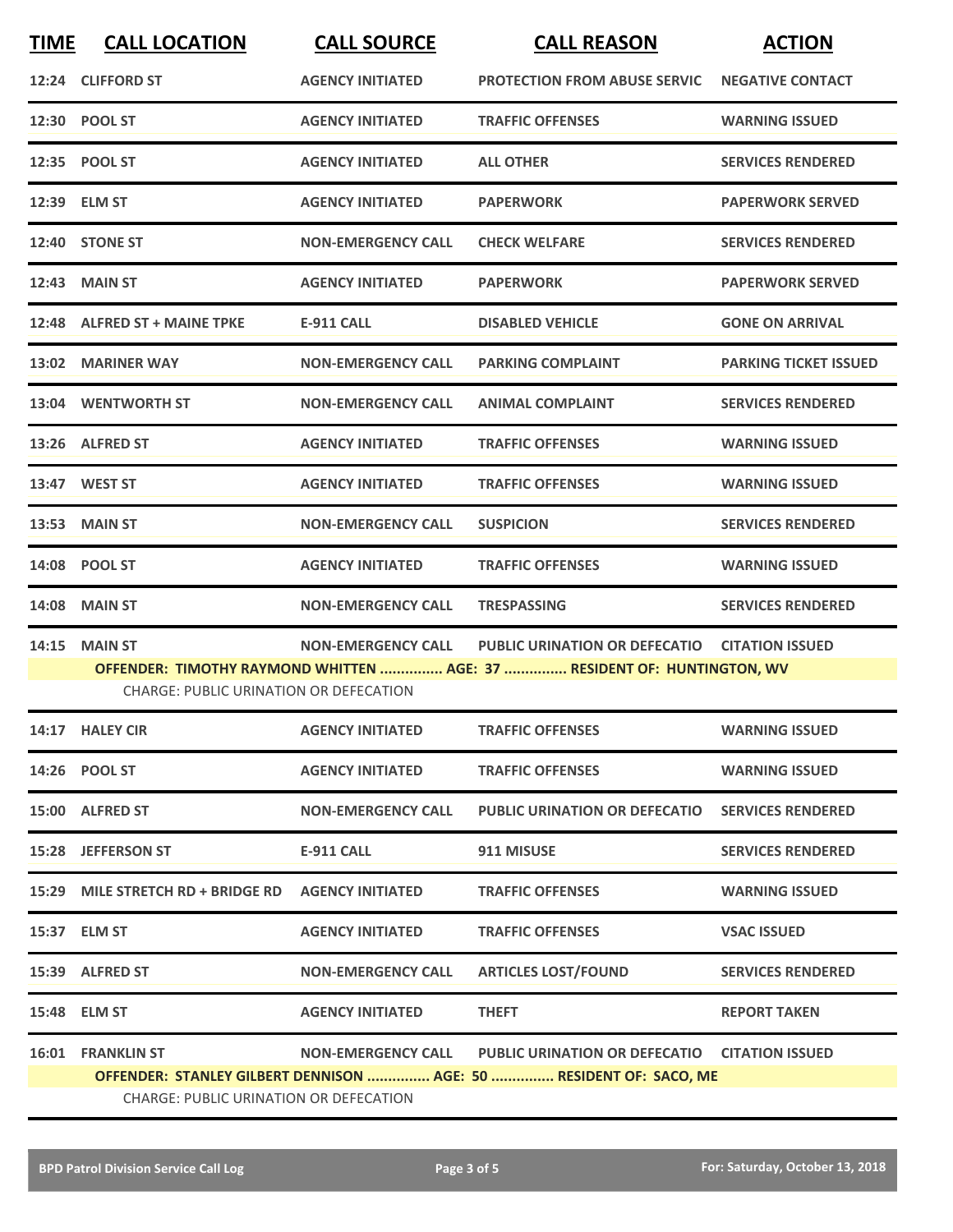| TIME | CALL LOCATION | CALL SOURCE | CALL REASON | ACTION |
|---|---|---|---|---|
| 12:24 | CLIFFORD ST | AGENCY INITIATED | PROTECTION FROM ABUSE SERVIC | NEGATIVE CONTACT |
| 12:30 | POOL ST | AGENCY INITIATED | TRAFFIC OFFENSES | WARNING ISSUED |
| 12:35 | POOL ST | AGENCY INITIATED | ALL OTHER | SERVICES RENDERED |
| 12:39 | ELM ST | AGENCY INITIATED | PAPERWORK | PAPERWORK SERVED |
| 12:40 | STONE ST | NON-EMERGENCY CALL | CHECK WELFARE | SERVICES RENDERED |
| 12:43 | MAIN ST | AGENCY INITIATED | PAPERWORK | PAPERWORK SERVED |
| 12:48 | ALFRED ST + MAINE TPKE | E-911 CALL | DISABLED VEHICLE | GONE ON ARRIVAL |
| 13:02 | MARINER WAY | NON-EMERGENCY CALL | PARKING COMPLAINT | PARKING TICKET ISSUED |
| 13:04 | WENTWORTH ST | NON-EMERGENCY CALL | ANIMAL COMPLAINT | SERVICES RENDERED |
| 13:26 | ALFRED ST | AGENCY INITIATED | TRAFFIC OFFENSES | WARNING ISSUED |
| 13:47 | WEST ST | AGENCY INITIATED | TRAFFIC OFFENSES | WARNING ISSUED |
| 13:53 | MAIN ST | NON-EMERGENCY CALL | SUSPICION | SERVICES RENDERED |
| 14:08 | POOL ST | AGENCY INITIATED | TRAFFIC OFFENSES | WARNING ISSUED |
| 14:08 | MAIN ST | NON-EMERGENCY CALL | TRESPASSING | SERVICES RENDERED |
| 14:15 | MAIN ST | NON-EMERGENCY CALL | PUBLIC URINATION OR DEFECATIO | CITATION ISSUED |

**OFFENDER: TIMOTHY RAYMOND WHITTEN ............... AGE: 37 ............... RESIDENT OF: HUNTINGTON, WV**

CHARGE: PUBLIC URINATION OR DEFECATION

| TIME | CALL LOCATION | CALL SOURCE | CALL REASON | ACTION |
|---|---|---|---|---|
| 14:17 | HALEY CIR | AGENCY INITIATED | TRAFFIC OFFENSES | WARNING ISSUED |
| 14:26 | POOL ST | AGENCY INITIATED | TRAFFIC OFFENSES | WARNING ISSUED |
| 15:00 | ALFRED ST | NON-EMERGENCY CALL | PUBLIC URINATION OR DEFECATIO | SERVICES RENDERED |
| 15:28 | JEFFERSON ST | E-911 CALL | 911 MISUSE | SERVICES RENDERED |
| 15:29 | MILE STRETCH RD + BRIDGE RD | AGENCY INITIATED | TRAFFIC OFFENSES | WARNING ISSUED |
| 15:37 | ELM ST | AGENCY INITIATED | TRAFFIC OFFENSES | VSAC ISSUED |
| 15:39 | ALFRED ST | NON-EMERGENCY CALL | ARTICLES LOST/FOUND | SERVICES RENDERED |
| 15:48 | ELM ST | AGENCY INITIATED | THEFT | REPORT TAKEN |
| 16:01 | FRANKLIN ST | NON-EMERGENCY CALL | PUBLIC URINATION OR DEFECATIO | CITATION ISSUED |

**OFFENDER: STANLEY GILBERT DENNISON ............... AGE: 50 ............... RESIDENT OF: SACO, ME**

CHARGE: PUBLIC URINATION OR DEFECATION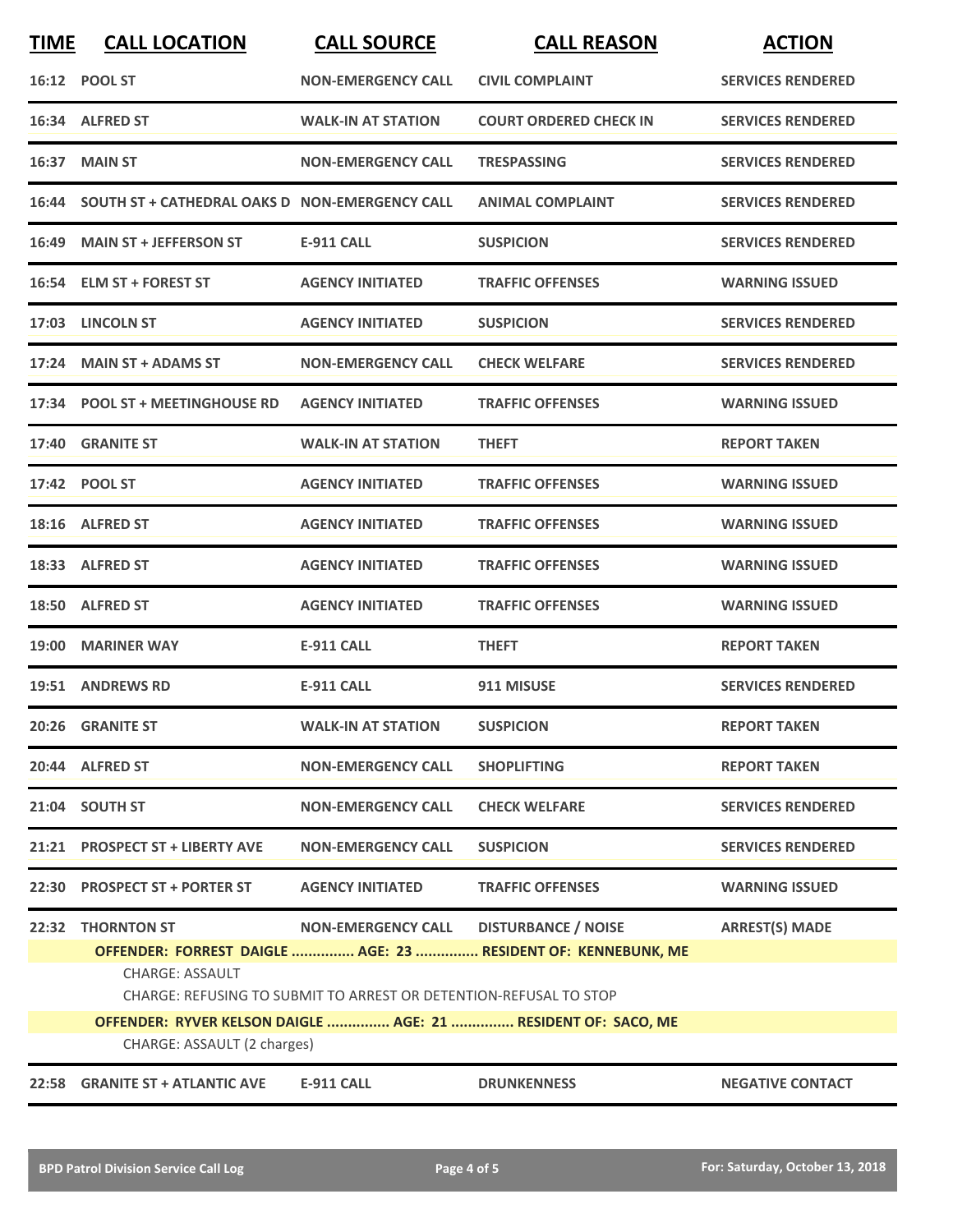| TIME | CALL LOCATION | CALL SOURCE | CALL REASON | ACTION |
|---|---|---|---|---|
| 16:12 | POOL ST | NON-EMERGENCY CALL | CIVIL COMPLAINT | SERVICES RENDERED |
| 16:34 | ALFRED ST | WALK-IN AT STATION | COURT ORDERED CHECK IN | SERVICES RENDERED |
| 16:37 | MAIN ST | NON-EMERGENCY CALL | TRESPASSING | SERVICES RENDERED |
| 16:44 | SOUTH ST + CATHEDRAL OAKS D | NON-EMERGENCY CALL | ANIMAL COMPLAINT | SERVICES RENDERED |
| 16:49 | MAIN ST + JEFFERSON ST | E-911 CALL | SUSPICION | SERVICES RENDERED |
| 16:54 | ELM ST + FOREST ST | AGENCY INITIATED | TRAFFIC OFFENSES | WARNING ISSUED |
| 17:03 | LINCOLN ST | AGENCY INITIATED | SUSPICION | SERVICES RENDERED |
| 17:24 | MAIN ST + ADAMS ST | NON-EMERGENCY CALL | CHECK WELFARE | SERVICES RENDERED |
| 17:34 | POOL ST + MEETINGHOUSE RD | AGENCY INITIATED | TRAFFIC OFFENSES | WARNING ISSUED |
| 17:40 | GRANITE ST | WALK-IN AT STATION | THEFT | REPORT TAKEN |
| 17:42 | POOL ST | AGENCY INITIATED | TRAFFIC OFFENSES | WARNING ISSUED |
| 18:16 | ALFRED ST | AGENCY INITIATED | TRAFFIC OFFENSES | WARNING ISSUED |
| 18:33 | ALFRED ST | AGENCY INITIATED | TRAFFIC OFFENSES | WARNING ISSUED |
| 18:50 | ALFRED ST | AGENCY INITIATED | TRAFFIC OFFENSES | WARNING ISSUED |
| 19:00 | MARINER WAY | E-911 CALL | THEFT | REPORT TAKEN |
| 19:51 | ANDREWS RD | E-911 CALL | 911 MISUSE | SERVICES RENDERED |
| 20:26 | GRANITE ST | WALK-IN AT STATION | SUSPICION | REPORT TAKEN |
| 20:44 | ALFRED ST | NON-EMERGENCY CALL | SHOPLIFTING | REPORT TAKEN |
| 21:04 | SOUTH ST | NON-EMERGENCY CALL | CHECK WELFARE | SERVICES RENDERED |
| 21:21 | PROSPECT ST + LIBERTY AVE | NON-EMERGENCY CALL | SUSPICION | SERVICES RENDERED |
| 22:30 | PROSPECT ST + PORTER ST | AGENCY INITIATED | TRAFFIC OFFENSES | WARNING ISSUED |
| 22:32 | THORNTON ST | NON-EMERGENCY CALL | DISTURBANCE / NOISE | ARREST(S) MADE |

**OFFENDER: FORREST DAIGLE ............... AGE: 23 ............... RESIDENT OF: KENNEBUNK, ME**

CHARGE: ASSAULT

CHARGE: REFUSING TO SUBMIT TO ARREST OR DETENTION-REFUSAL TO STOP

**OFFENDER: RYVER KELSON DAIGLE ............... AGE: 21 ............... RESIDENT OF: SACO, ME**

CHARGE: ASSAULT (2 charges)

| TIME | CALL LOCATION | CALL SOURCE | CALL REASON | ACTION |
|---|---|---|---|---|
| 22:58 | GRANITE ST + ATLANTIC AVE | E-911 CALL | DRUNKENNESS | NEGATIVE CONTACT |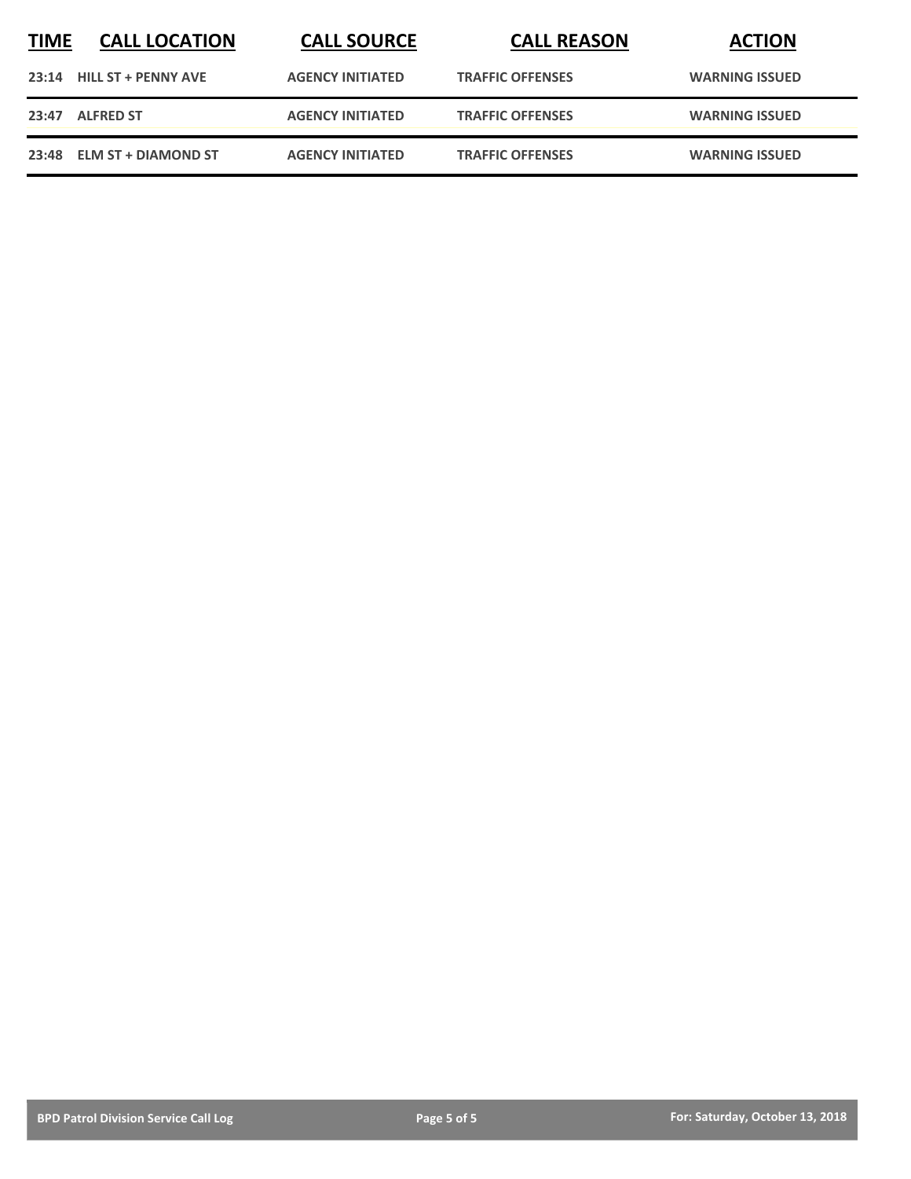| TIME | CALL LOCATION | CALL SOURCE | CALL REASON | ACTION |
|---|---|---|---|---|
| 23:14 | HILL ST + PENNY AVE | AGENCY INITIATED | TRAFFIC OFFENSES | WARNING ISSUED |
| 23:47 | ALFRED ST | AGENCY INITIATED | TRAFFIC OFFENSES | WARNING ISSUED |
| 23:48 | ELM ST + DIAMOND ST | AGENCY INITIATED | TRAFFIC OFFENSES | WARNING ISSUED |